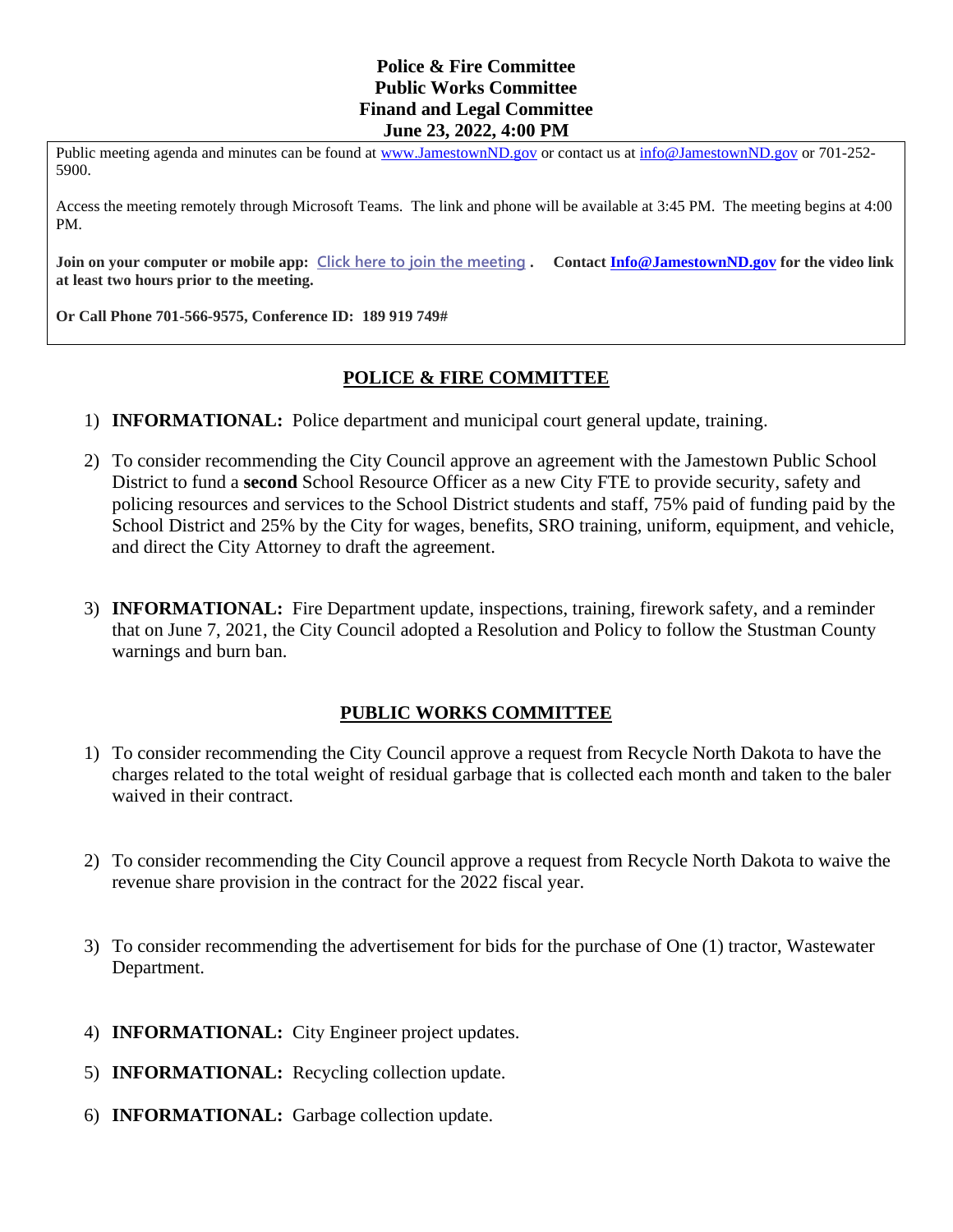**Police & Fire Committee**
**Public Works Committee**
**Finand and Legal Committee**
**June 23, 2022, 4:00 PM**

Public meeting agenda and minutes can be found at www.JamestownND.gov or contact us at info@JamestownND.gov or 701-252-5900.

Access the meeting remotely through Microsoft Teams. The link and phone will be available at 3:45 PM. The meeting begins at 4:00 PM.

**Join on your computer or mobile app:** Click here to join the meeting **. Contact Info@JamestownND.gov for the video link at least two hours prior to the meeting.**

**Or Call Phone 701-566-9575, Conference ID: 189 919 749#**

## POLICE & FIRE COMMITTEE

1) **INFORMATIONAL:** Police department and municipal court general update, training.

2) To consider recommending the City Council approve an agreement with the Jamestown Public School District to fund a **second** School Resource Officer as a new City FTE to provide security, safety and policing resources and services to the School District students and staff, 75% paid of funding paid by the School District and 25% by the City for wages, benefits, SRO training, uniform, equipment, and vehicle, and direct the City Attorney to draft the agreement.

3) **INFORMATIONAL:** Fire Department update, inspections, training, firework safety, and a reminder that on June 7, 2021, the City Council adopted a Resolution and Policy to follow the Stustman County warnings and burn ban.

## PUBLIC WORKS COMMITTEE

1) To consider recommending the City Council approve a request from Recycle North Dakota to have the charges related to the total weight of residual garbage that is collected each month and taken to the baler waived in their contract.

2) To consider recommending the City Council approve a request from Recycle North Dakota to waive the revenue share provision in the contract for the 2022 fiscal year.

3) To consider recommending the advertisement for bids for the purchase of One (1) tractor, Wastewater Department.

4) **INFORMATIONAL:** City Engineer project updates.

5) **INFORMATIONAL:** Recycling collection update.

6) **INFORMATIONAL:** Garbage collection update.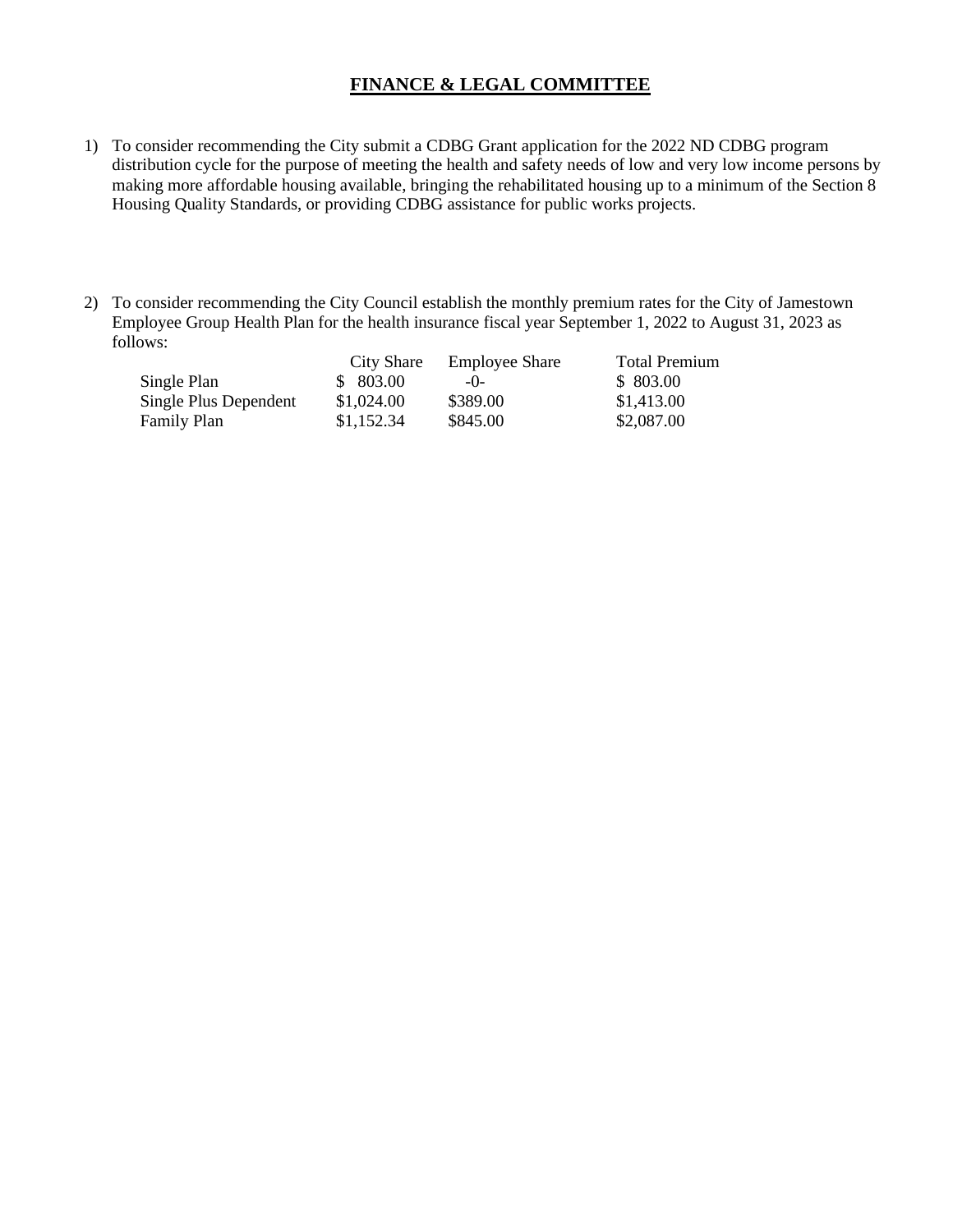## FINANCE & LEGAL COMMITTEE

1) To consider recommending the City submit a CDBG Grant application for the 2022 ND CDBG program distribution cycle for the purpose of meeting the health and safety needs of low and very low income persons by making more affordable housing available, bringing the rehabilitated housing up to a minimum of the Section 8 Housing Quality Standards, or providing CDBG assistance for public works projects.

2) To consider recommending the City Council establish the monthly premium rates for the City of Jamestown Employee Group Health Plan for the health insurance fiscal year September 1, 2022 to August 31, 2023 as follows:

| | City Share | Employee Share | Total Premium |
|---|---|---|---|
| Single Plan | $ 803.00 | -0- | $ 803.00 |
| Single Plus Dependent | $1,024.00 | $389.00 | $1,413.00 |
| Family Plan | $1,152.34 | $845.00 | $2,087.00 |